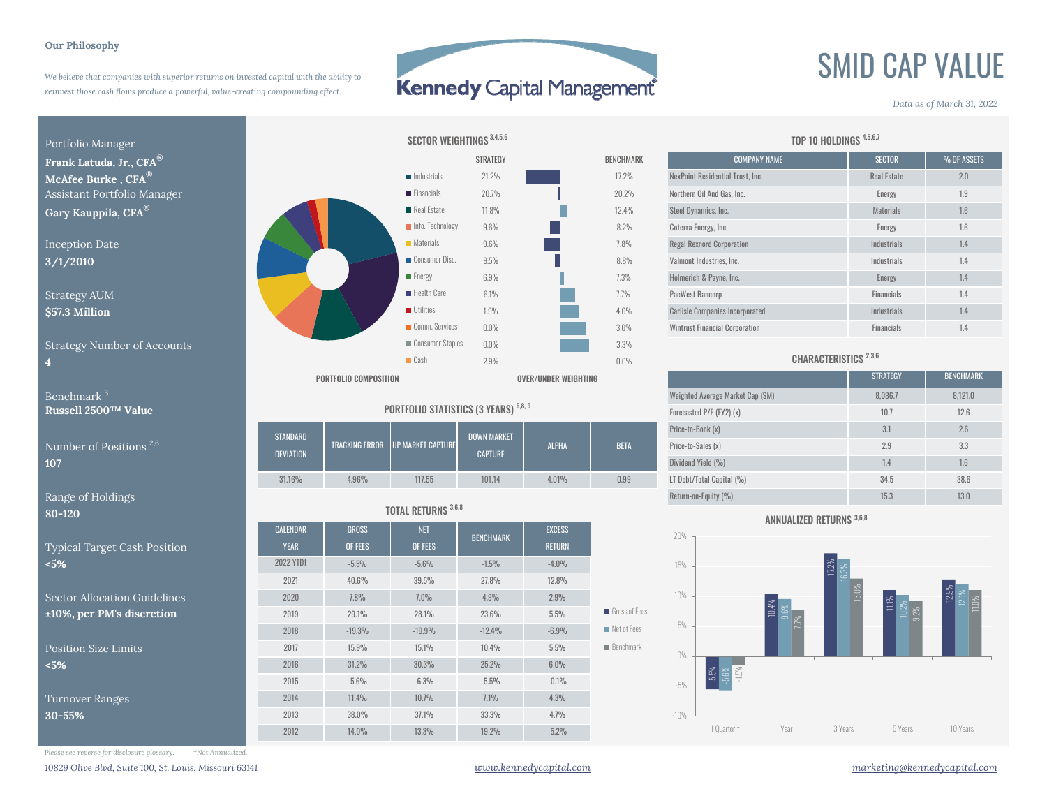**Our Philosophy**

*We believe that companies with superior returns on invested capital with the ability to reinvest those cash flows produce a powerful, value-creating compounding effect.*

Kennedy Capital Management

# SMID CAP VALUE

*Data as of March 31, 2022*

Portfolio Manager
**Frank Latuda, Jr., CFA®**
**McAfee Burke , CFA®**
Assistant Portfolio Manager
**Gary Kauppila, CFA®**

Inception Date
**3/1/2010**

Strategy AUM
**$57.3 Million**

Strategy Number of Accounts
**4**

Benchmark [3]
**Russell 2500™ Value**

Number of Positions [2,6]
**107**

Range of Holdings
**80-120**

Typical Target Cash Position
**<5%**

Sector Allocation Guidelines
**±10%, per PM's discretion**

Position Size Limits
**<5%**

Turnover Ranges
**30-55%**

## SECTOR WEIGHTINGS [3,4,5,6]

| | STRATEGY | BENCHMARK |
|---|---|---|
| Industrials | 21.2% | 17.2% |
| Financials | 20.7% | 20.2% |
| Real Estate | 11.8% | 12.4% |
| Info. Technology | 9.6% | 8.2% |
| Materials | 9.6% | 7.8% |
| Consumer Disc. | 9.5% | 8.8% |
| Energy | 6.9% | 7.3% |
| Health Care | 6.1% | 7.7% |
| Utilities | 1.9% | 4.0% |
| Comm. Services | 0.0% | 3.0% |
| Consumer Staples | 0.0% | 3.3% |
| Cash | 2.9% | 0.0% |

PORTFOLIO COMPOSITION — OVER/UNDER WEIGHTING

## PORTFOLIO STATISTICS (3 YEARS) [6,8,9]

| STANDARD DEVIATION | TRACKING ERROR | UP MARKET CAPTURE | DOWN MARKET CAPTURE | ALPHA | BETA |
|---|---|---|---|---|---|
| 31.16% | 4.96% | 117.55 | 101.14 | 4.01% | 0.99 |

## TOTAL RETURNS [3,6,8]

| CALENDAR YEAR | GROSS OF FEES | NET OF FEES | BENCHMARK | EXCESS RETURN |
|---|---|---|---|---|
| 2022 YTD† | -5.5% | -5.6% | -1.5% | -4.0% |
| 2021 | 40.6% | 39.5% | 27.8% | 12.8% |
| 2020 | 7.8% | 7.0% | 4.9% | 2.9% |
| 2019 | 29.1% | 28.1% | 23.6% | 5.5% |
| 2018 | -19.3% | -19.9% | -12.4% | -6.9% |
| 2017 | 15.9% | 15.1% | 10.4% | 5.5% |
| 2016 | 31.2% | 30.3% | 25.2% | 6.0% |
| 2015 | -5.6% | -6.3% | -5.5% | -0.1% |
| 2014 | 11.4% | 10.7% | 7.1% | 4.3% |
| 2013 | 38.0% | 37.1% | 33.3% | 4.7% |
| 2012 | 14.0% | 13.3% | 19.2% | -5.2% |

## TOP 10 HOLDINGS [4,5,6,7]

| COMPANY NAME | SECTOR | % OF ASSETS |
|---|---|---|
| NexPoint Residential Trust, Inc. | Real Estate | 2.0 |
| Northern Oil And Gas, Inc. | Energy | 1.9 |
| Steel Dynamics, Inc. | Materials | 1.6 |
| Coterra Energy, Inc. | Energy | 1.6 |
| Regal Rexnord Corporation | Industrials | 1.4 |
| Valmont Industries, Inc. | Industrials | 1.4 |
| Helmerich & Payne, Inc. | Energy | 1.4 |
| PacWest Bancorp | Financials | 1.4 |
| Carlisle Companies Incorporated | Industrials | 1.4 |
| Wintrust Financial Corporation | Financials | 1.4 |

## CHARACTERISTICS [2,3,6]

| | STRATEGY | BENCHMARK |
|---|---|---|
| Weighted Average Market Cap ($M) | 8,086.7 | 8,121.0 |
| Forecasted P/E (FY2) (x) | 10.7 | 12.6 |
| Price-to-Book (x) | 3.1 | 2.6 |
| Price-to-Sales (x) | 2.9 | 3.3 |
| Dividend Yield (%) | 1.4 | 1.6 |
| LT Debt/Total Capital (%) | 34.5 | 38.6 |
| Return-on-Equity (%) | 15.3 | 13.0 |

## ANNUALIZED RETURNS [3,6,8]

| | Gross of Fees | Net of Fees | Benchmark |
|---|---|---|---|
| 1 Quarter † | -5.5% | -5.6% | -1.5% |
| 1 Year | 10.4% | 9.6% | 7.7% |
| 3 Years | 17.2% | 16.3% | 13.0% |
| 5 Years | 11.1% | 10.2% | 9.2% |
| 10 Years | 12.9% | 12.1% | 11.0% |

*Please see reverse for disclosure glossary.* *†Not Annualized.*

*10829 Olive Blvd, Suite 100, St. Louis, Missouri 63141* *www.kennedycapital.com* *marketing@kennedycapital.com*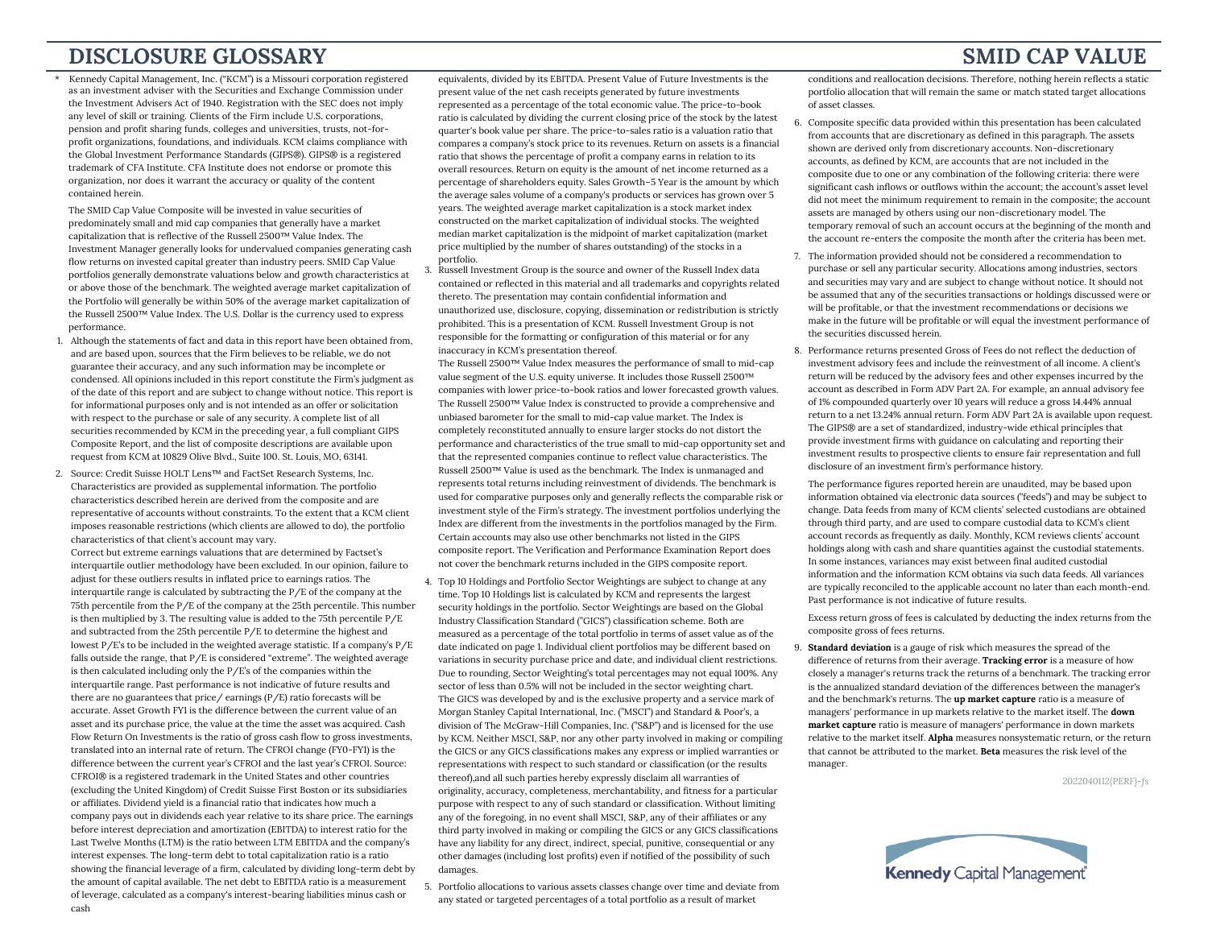# DISCLOSURE GLOSSARY

## SMID CAP VALUE

\* Kennedy Capital Management, Inc. ("KCM") is a Missouri corporation registered as an investment adviser with the Securities and Exchange Commission under the Investment Advisers Act of 1940. Registration with the SEC does not imply any level of skill or training. Clients of the Firm include U.S. corporations, pension and profit sharing funds, colleges and universities, trusts, not-for-profit organizations, foundations, and individuals. KCM claims compliance with the Global Investment Performance Standards (GIPS®). GIPS® is a registered trademark of CFA Institute. CFA Institute does not endorse or promote this organization, nor does it warrant the accuracy or quality of the content contained herein.

The SMID Cap Value Composite will be invested in value securities of predominately small and mid cap companies that generally have a market capitalization that is reflective of the Russell 2500™ Value Index. The Investment Manager generally looks for undervalued companies generating cash flow returns on invested capital greater than industry peers. SMID Cap Value portfolios generally demonstrate valuations below and growth characteristics at or above those of the benchmark. The weighted average market capitalization of the Portfolio will generally be within 50% of the average market capitalization of the Russell 2500™ Value Index. The U.S. Dollar is the currency used to express performance.

1. Although the statements of fact and data in this report have been obtained from, and are based upon, sources that the Firm believes to be reliable, we do not guarantee their accuracy, and any such information may be incomplete or condensed. All opinions included in this report constitute the Firm's judgment as of the date of this report and are subject to change without notice. This report is for informational purposes only and is not intended as an offer or solicitation with respect to the purchase or sale of any security. A complete list of all securities recommended by KCM in the preceding year, a full compliant GIPS Composite Report, and the list of composite descriptions are available upon request from KCM at 10829 Olive Blvd., Suite 100. St. Louis, MO, 63141.

2. Source: Credit Suisse HOLT Lens™ and FactSet Research Systems, Inc. Characteristics are provided as supplemental information. The portfolio characteristics described herein are derived from the composite and are representative of accounts without constraints. To the extent that a KCM client imposes reasonable restrictions (which clients are allowed to do), the portfolio characteristics of that client's account may vary.
   Correct but extreme earnings valuations that are determined by Factset's interquartile outlier methodology have been excluded. In our opinion, failure to adjust for these outliers results in inflated price to earnings ratios. The interquartile range is calculated by subtracting the P/E of the company at the 75th percentile from the P/E of the company at the 25th percentile. This number is then multiplied by 3. The resulting value is added to the 75th percentile P/E and subtracted from the 25th percentile P/E to determine the highest and lowest P/E's to be included in the weighted average statistic. If a company's P/E falls outside the range, that P/E is considered "extreme". The weighted average is then calculated including only the P/E's of the companies within the interquartile range. Past performance is not indicative of future results and there are no guarantees that price/ earnings (P/E) ratio forecasts will be accurate. Asset Growth FY1 is the difference between the current value of an asset and its purchase price, the value at the time the asset was acquired. Cash Flow Return On Investments is the ratio of gross cash flow to gross investments, translated into an internal rate of return. The CFROI change (FY0-FY1) is the difference between the current year's CFROI and the last year's CFROI. Source: CFROI® is a registered trademark in the United States and other countries (excluding the United Kingdom) of Credit Suisse First Boston or its subsidiaries or affiliates. Dividend yield is a financial ratio that indicates how much a company pays out in dividends each year relative to its share price. The earnings before interest depreciation and amortization (EBITDA) to interest ratio for the Last Twelve Months (LTM) is the ratio between LTM EBITDA and the company's interest expenses. The long-term debt to total capitalization ratio is a ratio showing the financial leverage of a firm, calculated by dividing long-term debt by the amount of capital available. The net debt to EBITDA ratio is a measurement of leverage, calculated as a company's interest-bearing liabilities minus cash or cash equivalents, divided by its EBITDA. Present Value of Future Investments is the present value of the net cash receipts generated by future investments represented as a percentage of the total economic value. The price-to-book ratio is calculated by dividing the current closing price of the stock by the latest quarter's book value per share. The price-to-sales ratio is a valuation ratio that compares a company's stock price to its revenues. Return on assets is a financial ratio that shows the percentage of profit a company earns in relation to its overall resources. Return on equity is the amount of net income returned as a percentage of shareholders equity. Sales Growth–5 Year is the amount by which the average sales volume of a company's products or services has grown over 5 years. The weighted average market capitalization is a stock market index constructed on the market capitalization of individual stocks. The weighted median market capitalization is the midpoint of market capitalization (market price multiplied by the number of shares outstanding) of the stocks in a portfolio.

3. Russell Investment Group is the source and owner of the Russell Index data contained or reflected in this material and all trademarks and copyrights related thereto. The presentation may contain confidential information and unauthorized use, disclosure, copying, dissemination or redistribution is strictly prohibited. This is a presentation of KCM. Russell Investment Group is not responsible for the formatting or configuration of this material or for any inaccuracy in KCM's presentation thereof.
   The Russell 2500™ Value Index measures the performance of small to mid-cap value segment of the U.S. equity universe. It includes those Russell 2500™ companies with lower price-to-book ratios and lower forecasted growth values. The Russell 2500™ Value Index is constructed to provide a comprehensive and unbiased barometer for the small to mid-cap value market. The Index is completely reconstituted annually to ensure larger stocks do not distort the performance and characteristics of the true small to mid-cap opportunity set and that the represented companies continue to reflect value characteristics. The Russell 2500™ Value is used as the benchmark. The Index is unmanaged and represents total returns including reinvestment of dividends. The benchmark is used for comparative purposes only and generally reflects the comparable risk or investment style of the Firm's strategy. The investment portfolios underlying the Index are different from the investments in the portfolios managed by the Firm. Certain accounts may also use other benchmarks not listed in the GIPS composite report. The Verification and Performance Examination Report does not cover the benchmark returns included in the GIPS composite report.

4. Top 10 Holdings and Portfolio Sector Weightings are subject to change at any time. Top 10 Holdings list is calculated by KCM and represents the largest security holdings in the portfolio. Sector Weightings are based on the Global Industry Classification Standard ("GICS") classification scheme. Both are measured as a percentage of the total portfolio in terms of asset value as of the date indicated on page 1. Individual client portfolios may be different based on variations in security purchase price and date, and individual client restrictions. Due to rounding, Sector Weighting's total percentages may not equal 100%. Any sector of less than 0.5% will not be included in the sector weighting chart.
   The GICS was developed by and is the exclusive property and a service mark of Morgan Stanley Capital International, Inc. ("MSCI") and Standard & Poor's, a division of The McGraw-Hill Companies, Inc. ("S&P") and is licensed for the use by KCM. Neither MSCI, S&P, nor any other party involved in making or compiling the GICS or any GICS classifications makes any express or implied warranties or representations with respect to such standard or classification (or the results thereof),and all such parties hereby expressly disclaim all warranties of originality, accuracy, completeness, merchantability, and fitness for a particular purpose with respect to any of such standard or classification. Without limiting any of the foregoing, in no event shall MSCI, S&P, any of their affiliates or any third party involved in making or compiling the GICS or any GICS classifications have any liability for any direct, indirect, special, punitive, consequential or any other damages (including lost profits) even if notified of the possibility of such damages.

5. Portfolio allocations to various assets classes change over time and deviate from any stated or targeted percentages of a total portfolio as a result of market conditions and reallocation decisions. Therefore, nothing herein reflects a static portfolio allocation that will remain the same or match stated target allocations of asset classes.

6. Composite specific data provided within this presentation has been calculated from accounts that are discretionary as defined in this paragraph. The assets shown are derived only from discretionary accounts. Non-discretionary accounts, as defined by KCM, are accounts that are not included in the composite due to one or any combination of the following criteria: there were significant cash inflows or outflows within the account; the account's asset level did not meet the minimum requirement to remain in the composite; the account assets are managed by others using our non-discretionary model. The temporary removal of such an account occurs at the beginning of the month and the account re-enters the composite the month after the criteria has been met.

7. The information provided should not be considered a recommendation to purchase or sell any particular security. Allocations among industries, sectors and securities may vary and are subject to change without notice. It should not be assumed that any of the securities transactions or holdings discussed were or will be profitable, or that the investment recommendations or decisions we make in the future will be profitable or will equal the investment performance of the securities discussed herein.

8. Performance returns presented Gross of Fees do not reflect the deduction of investment advisory fees and include the reinvestment of all income. A client's return will be reduced by the advisory fees and other expenses incurred by the account as described in Form ADV Part 2A. For example, an annual advisory fee of 1% compounded quarterly over 10 years will reduce a gross 14.44% annual return to a net 13.24% annual return. Form ADV Part 2A is available upon request. The GIPS® are a set of standardized, industry-wide ethical principles that provide investment firms with guidance on calculating and reporting their investment results to prospective clients to ensure fair representation and full disclosure of an investment firm's performance history.

   The performance figures reported herein are unaudited, may be based upon information obtained via electronic data sources ("feeds") and may be subject to change. Data feeds from many of KCM clients' selected custodians are obtained through third party, and are used to compare custodial data to KCM's client account records as frequently as daily. Monthly, KCM reviews clients' account holdings along with cash and share quantities against the custodial statements. In some instances, variances may exist between final audited custodial information and the information KCM obtains via such data feeds. All variances are typically reconciled to the applicable account no later than each month-end. Past performance is not indicative of future results.

   Excess return gross of fees is calculated by deducting the index returns from the composite gross of fees returns.

9. **Standard deviation** is a gauge of risk which measures the spread of the difference of returns from their average. **Tracking error** is a measure of how closely a manager's returns track the returns of a benchmark. The tracking error is the annualized standard deviation of the differences between the manager's and the benchmark's returns. The **up market capture** ratio is a measure of managers' performance in up markets relative to the market itself. The **down market capture** ratio is measure of managers' performance in down markets relative to the market itself. **Alpha** measures nonsystematic return, or the return that cannot be attributed to the market. **Beta** measures the risk level of the manager.

2022040112(PERF)-fs

Kennedy Capital Management®